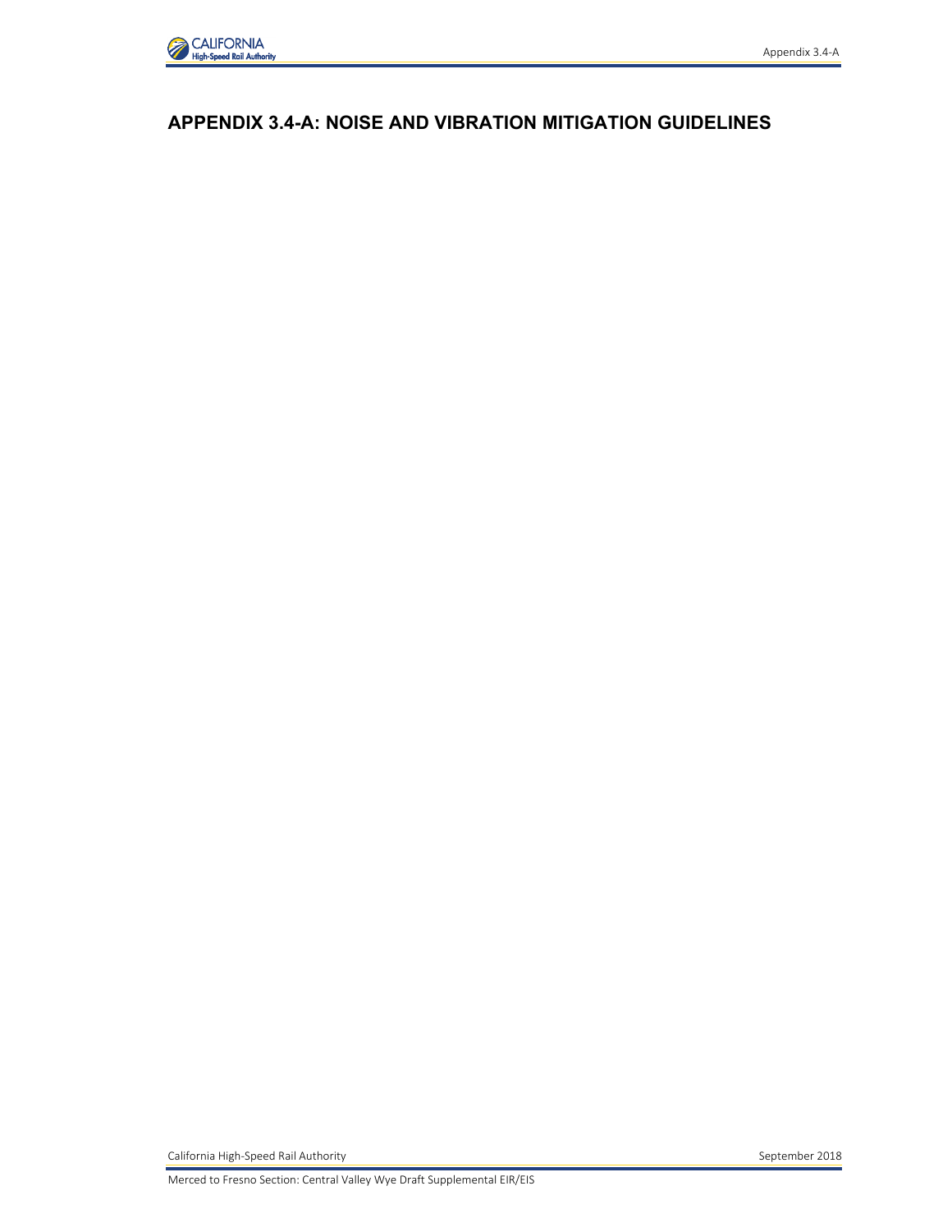# APPENDIX 3.4-A: NOISE AND VIBRATION MITIGATION GUIDELINES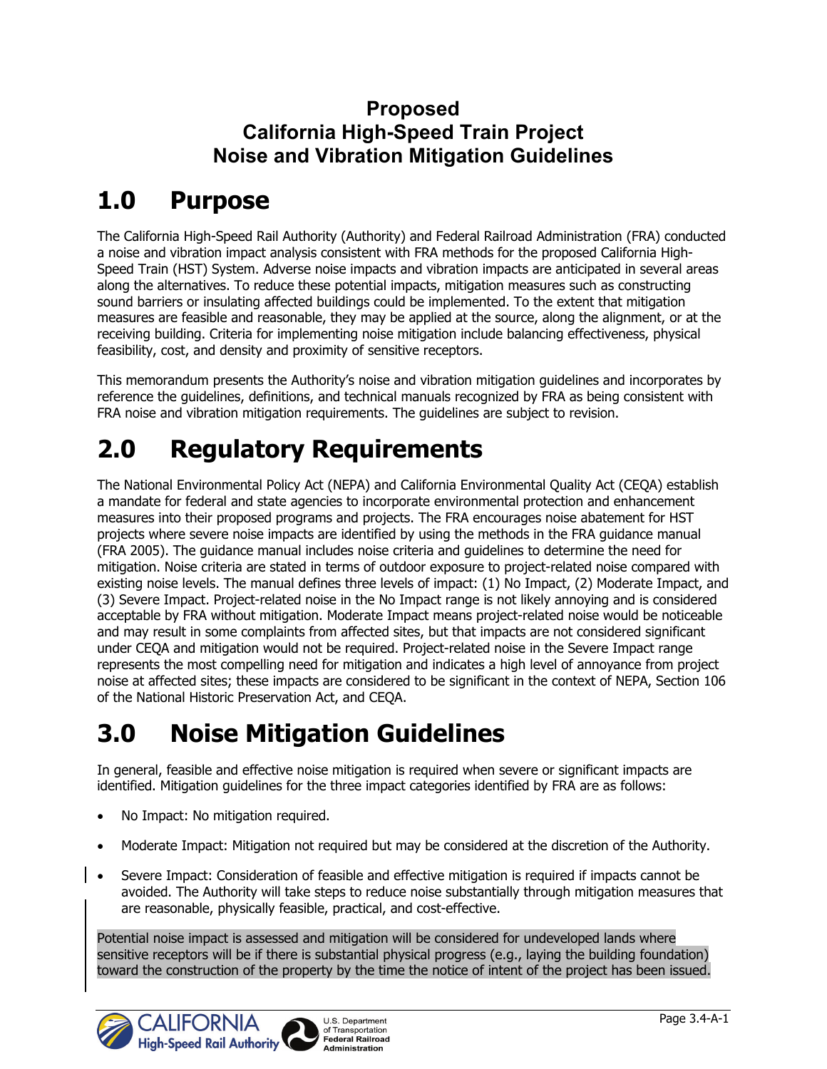**Proposed**
**California High-Speed Train Project**
**Noise and Vibration Mitigation Guidelines**

# 1.0 Purpose

The California High-Speed Rail Authority (Authority) and Federal Railroad Administration (FRA) conducted a noise and vibration impact analysis consistent with FRA methods for the proposed California High-Speed Train (HST) System. Adverse noise impacts and vibration impacts are anticipated in several areas along the alternatives. To reduce these potential impacts, mitigation measures such as constructing sound barriers or insulating affected buildings could be implemented. To the extent that mitigation measures are feasible and reasonable, they may be applied at the source, along the alignment, or at the receiving building. Criteria for implementing noise mitigation include balancing effectiveness, physical feasibility, cost, and density and proximity of sensitive receptors.

This memorandum presents the Authority's noise and vibration mitigation guidelines and incorporates by reference the guidelines, definitions, and technical manuals recognized by FRA as being consistent with FRA noise and vibration mitigation requirements. The guidelines are subject to revision.

# 2.0 Regulatory Requirements

The National Environmental Policy Act (NEPA) and California Environmental Quality Act (CEQA) establish a mandate for federal and state agencies to incorporate environmental protection and enhancement measures into their proposed programs and projects. The FRA encourages noise abatement for HST projects where severe noise impacts are identified by using the methods in the FRA guidance manual (FRA 2005). The guidance manual includes noise criteria and guidelines to determine the need for mitigation. Noise criteria are stated in terms of outdoor exposure to project-related noise compared with existing noise levels. The manual defines three levels of impact: (1) No Impact, (2) Moderate Impact, and (3) Severe Impact. Project-related noise in the No Impact range is not likely annoying and is considered acceptable by FRA without mitigation. Moderate Impact means project-related noise would be noticeable and may result in some complaints from affected sites, but that impacts are not considered significant under CEQA and mitigation would not be required. Project-related noise in the Severe Impact range represents the most compelling need for mitigation and indicates a high level of annoyance from project noise at affected sites; these impacts are considered to be significant in the context of NEPA, Section 106 of the National Historic Preservation Act, and CEQA.

# 3.0 Noise Mitigation Guidelines

In general, feasible and effective noise mitigation is required when severe or significant impacts are identified. Mitigation guidelines for the three impact categories identified by FRA are as follows:

- No Impact: No mitigation required.
- Moderate Impact: Mitigation not required but may be considered at the discretion of the Authority.
- Severe Impact: Consideration of feasible and effective mitigation is required if impacts cannot be avoided. The Authority will take steps to reduce noise substantially through mitigation measures that are reasonable, physically feasible, practical, and cost-effective.

Potential noise impact is assessed and mitigation will be considered for undeveloped lands where sensitive receptors will be if there is substantial physical progress (e.g., laying the building foundation) toward the construction of the property by the time the notice of intent of the project has been issued.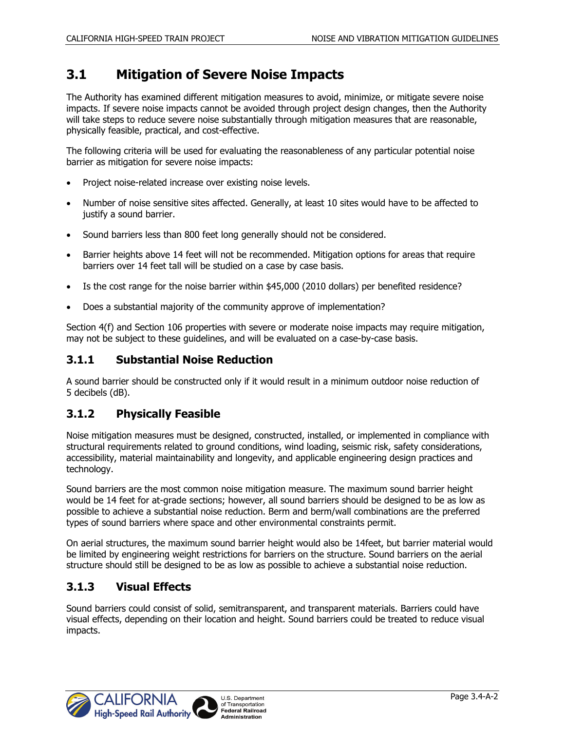## 3.1 Mitigation of Severe Noise Impacts

The Authority has examined different mitigation measures to avoid, minimize, or mitigate severe noise impacts. If severe noise impacts cannot be avoided through project design changes, then the Authority will take steps to reduce severe noise substantially through mitigation measures that are reasonable, physically feasible, practical, and cost-effective.

The following criteria will be used for evaluating the reasonableness of any particular potential noise barrier as mitigation for severe noise impacts:

- Project noise-related increase over existing noise levels.
- Number of noise sensitive sites affected. Generally, at least 10 sites would have to be affected to justify a sound barrier.
- Sound barriers less than 800 feet long generally should not be considered.
- Barrier heights above 14 feet will not be recommended. Mitigation options for areas that require barriers over 14 feet tall will be studied on a case by case basis.
- Is the cost range for the noise barrier within $45,000 (2010 dollars) per benefited residence?
- Does a substantial majority of the community approve of implementation?

Section 4(f) and Section 106 properties with severe or moderate noise impacts may require mitigation, may not be subject to these guidelines, and will be evaluated on a case-by-case basis.

### 3.1.1 Substantial Noise Reduction

A sound barrier should be constructed only if it would result in a minimum outdoor noise reduction of 5 decibels (dB).

### 3.1.2 Physically Feasible

Noise mitigation measures must be designed, constructed, installed, or implemented in compliance with structural requirements related to ground conditions, wind loading, seismic risk, safety considerations, accessibility, material maintainability and longevity, and applicable engineering design practices and technology.

Sound barriers are the most common noise mitigation measure. The maximum sound barrier height would be 14 feet for at-grade sections; however, all sound barriers should be designed to be as low as possible to achieve a substantial noise reduction. Berm and berm/wall combinations are the preferred types of sound barriers where space and other environmental constraints permit.

On aerial structures, the maximum sound barrier height would also be 14feet, but barrier material would be limited by engineering weight restrictions for barriers on the structure. Sound barriers on the aerial structure should still be designed to be as low as possible to achieve a substantial noise reduction.

### 3.1.3 Visual Effects

Sound barriers could consist of solid, semitransparent, and transparent materials. Barriers could have visual effects, depending on their location and height. Sound barriers could be treated to reduce visual impacts.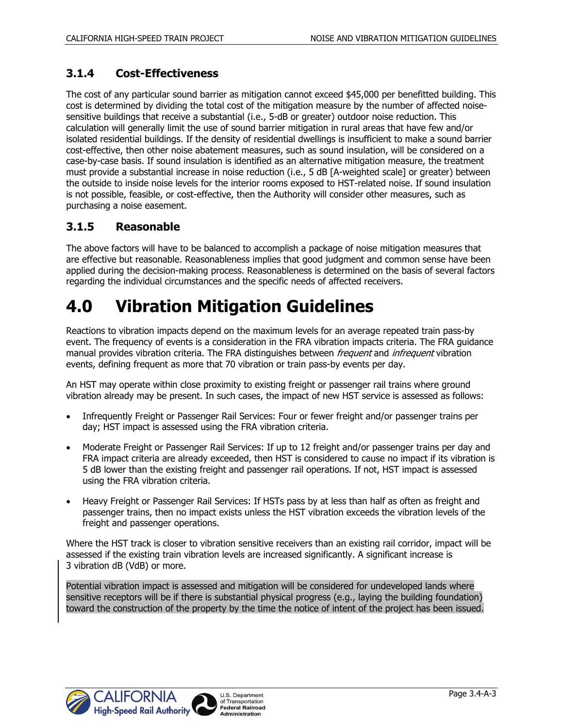### 3.1.4 Cost-Effectiveness

The cost of any particular sound barrier as mitigation cannot exceed $45,000 per benefitted building. This cost is determined by dividing the total cost of the mitigation measure by the number of affected noise-sensitive buildings that receive a substantial (i.e., 5-dB or greater) outdoor noise reduction. This calculation will generally limit the use of sound barrier mitigation in rural areas that have few and/or isolated residential buildings. If the density of residential dwellings is insufficient to make a sound barrier cost-effective, then other noise abatement measures, such as sound insulation, will be considered on a case-by-case basis. If sound insulation is identified as an alternative mitigation measure, the treatment must provide a substantial increase in noise reduction (i.e., 5 dB [A-weighted scale] or greater) between the outside to inside noise levels for the interior rooms exposed to HST-related noise. If sound insulation is not possible, feasible, or cost-effective, then the Authority will consider other measures, such as purchasing a noise easement.

### 3.1.5 Reasonable

The above factors will have to be balanced to accomplish a package of noise mitigation measures that are effective but reasonable. Reasonableness implies that good judgment and common sense have been applied during the decision-making process. Reasonableness is determined on the basis of several factors regarding the individual circumstances and the specific needs of affected receivers.

# 4.0 Vibration Mitigation Guidelines

Reactions to vibration impacts depend on the maximum levels for an average repeated train pass-by event. The frequency of events is a consideration in the FRA vibration impacts criteria. The FRA guidance manual provides vibration criteria. The FRA distinguishes between *frequent* and *infrequent* vibration events, defining frequent as more that 70 vibration or train pass-by events per day.

An HST may operate within close proximity to existing freight or passenger rail trains where ground vibration already may be present. In such cases, the impact of new HST service is assessed as follows:

- Infrequently Freight or Passenger Rail Services: Four or fewer freight and/or passenger trains per day; HST impact is assessed using the FRA vibration criteria.
- Moderate Freight or Passenger Rail Services: If up to 12 freight and/or passenger trains per day and FRA impact criteria are already exceeded, then HST is considered to cause no impact if its vibration is 5 dB lower than the existing freight and passenger rail operations. If not, HST impact is assessed using the FRA vibration criteria.
- Heavy Freight or Passenger Rail Services: If HSTs pass by at less than half as often as freight and passenger trains, then no impact exists unless the HST vibration exceeds the vibration levels of the freight and passenger operations.

Where the HST track is closer to vibration sensitive receivers than an existing rail corridor, impact will be assessed if the existing train vibration levels are increased significantly. A significant increase is 3 vibration dB (VdB) or more.

Potential vibration impact is assessed and mitigation will be considered for undeveloped lands where sensitive receptors will be if there is substantial physical progress (e.g., laying the building foundation) toward the construction of the property by the time the notice of intent of the project has been issued.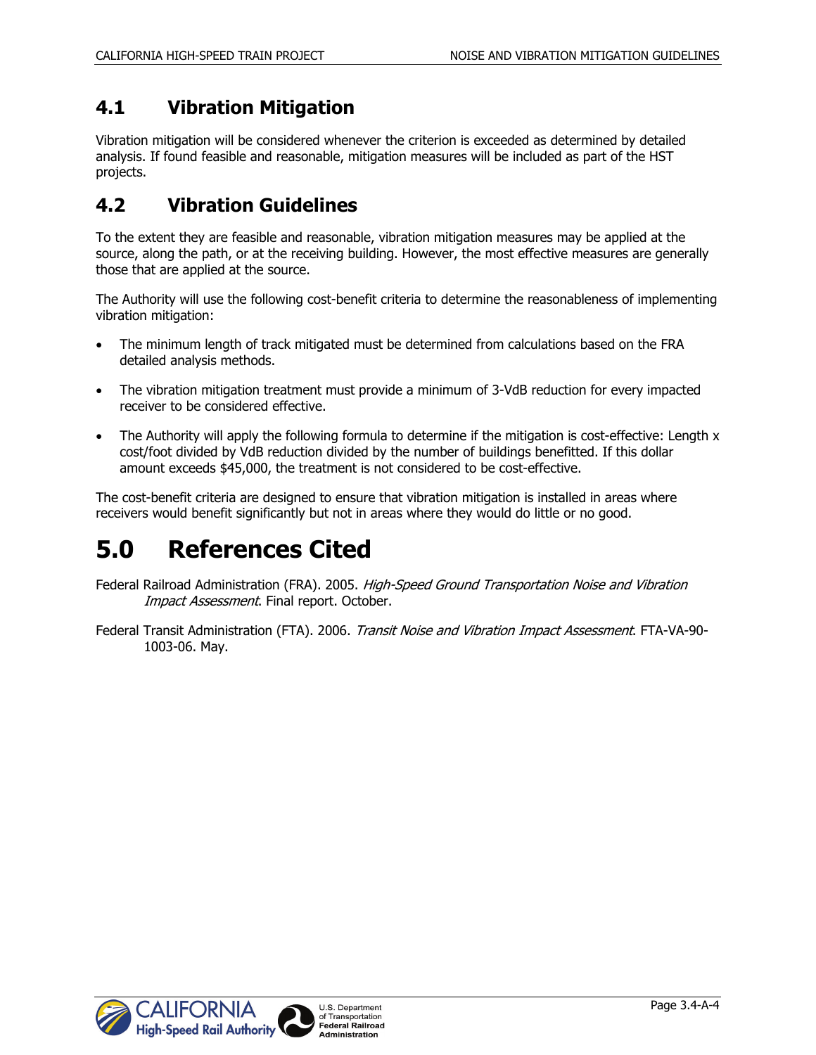## 4.1 Vibration Mitigation

Vibration mitigation will be considered whenever the criterion is exceeded as determined by detailed analysis. If found feasible and reasonable, mitigation measures will be included as part of the HST projects.

## 4.2 Vibration Guidelines

To the extent they are feasible and reasonable, vibration mitigation measures may be applied at the source, along the path, or at the receiving building. However, the most effective measures are generally those that are applied at the source.

The Authority will use the following cost-benefit criteria to determine the reasonableness of implementing vibration mitigation:

- The minimum length of track mitigated must be determined from calculations based on the FRA detailed analysis methods.
- The vibration mitigation treatment must provide a minimum of 3-VdB reduction for every impacted receiver to be considered effective.
- The Authority will apply the following formula to determine if the mitigation is cost-effective: Length x cost/foot divided by VdB reduction divided by the number of buildings benefitted. If this dollar amount exceeds $45,000, the treatment is not considered to be cost-effective.

The cost-benefit criteria are designed to ensure that vibration mitigation is installed in areas where receivers would benefit significantly but not in areas where they would do little or no good.

# 5.0 References Cited

Federal Railroad Administration (FRA). 2005. *High-Speed Ground Transportation Noise and Vibration Impact Assessment*. Final report. October.

Federal Transit Administration (FTA). 2006. *Transit Noise and Vibration Impact Assessment*. FTA-VA-90-1003-06. May.